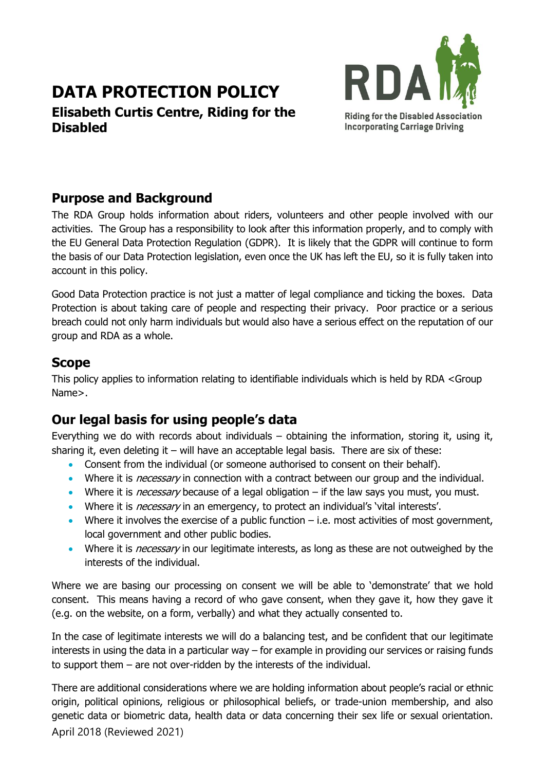# DATA PROTECTION POLICY

**Elisabeth Curtis Centre, Riding for the Disabled**

Riding for the Disabled Association Incorporating Carriage Driving

## Purpose and Background

The RDA Group holds information about riders, volunteers and other people involved with our activities. The Group has a responsibility to look after this information properly, and to comply with the EU General Data Protection Regulation (GDPR). It is likely that the GDPR will continue to form the basis of our Data Protection legislation, even once the UK has left the EU, so it is fully taken into account in this policy.

Good Data Protection practice is not just a matter of legal compliance and ticking the boxes. Data Protection is about taking care of people and respecting their privacy. Poor practice or a serious breach could not only harm individuals but would also have a serious effect on the reputation of our group and RDA as a whole.

## Scope

This policy applies to information relating to identifiable individuals which is held by RDA <Group Name>.

## Our legal basis for using people's data

Everything we do with records about individuals – obtaining the information, storing it, using it, sharing it, even deleting it – will have an acceptable legal basis. There are six of these:

- Consent from the individual (or someone authorised to consent on their behalf).
- Where it is *necessary* in connection with a contract between our group and the individual.
- Where it is *necessary* because of a legal obligation – if the law says you must, you must.
- Where it is *necessary* in an emergency, to protect an individual's 'vital interests'.
- Where it involves the exercise of a public function – i.e. most activities of most government, local government and other public bodies.
- Where it is *necessary* in our legitimate interests, as long as these are not outweighed by the interests of the individual.

Where we are basing our processing on consent we will be able to 'demonstrate' that we hold consent. This means having a record of who gave consent, when they gave it, how they gave it (e.g. on the website, on a form, verbally) and what they actually consented to.

In the case of legitimate interests we will do a balancing test, and be confident that our legitimate interests in using the data in a particular way – for example in providing our services or raising funds to support them – are not over-ridden by the interests of the individual.

There are additional considerations where we are holding information about people's racial or ethnic origin, political opinions, religious or philosophical beliefs, or trade-union membership, and also genetic data or biometric data, health data or data concerning their sex life or sexual orientation.

April 2018 (Reviewed 2021)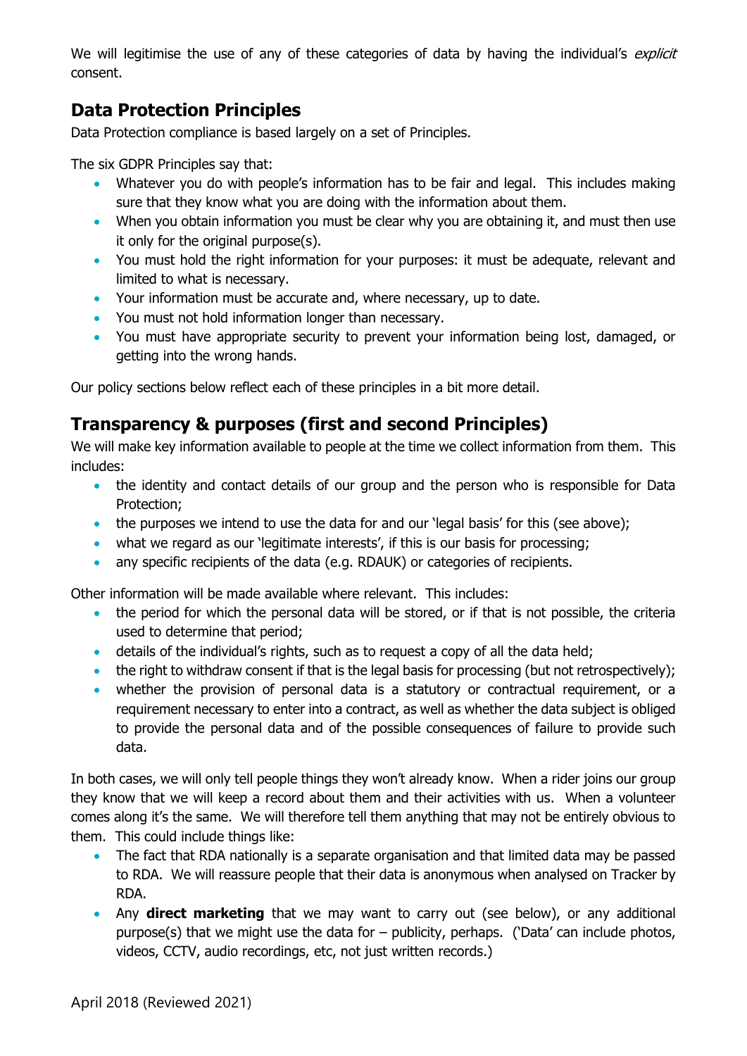We will legitimise the use of any of these categories of data by having the individual's *explicit* consent.

## Data Protection Principles

Data Protection compliance is based largely on a set of Principles.

The six GDPR Principles say that:

- Whatever you do with people's information has to be fair and legal. This includes making sure that they know what you are doing with the information about them.
- When you obtain information you must be clear why you are obtaining it, and must then use it only for the original purpose(s).
- You must hold the right information for your purposes: it must be adequate, relevant and limited to what is necessary.
- Your information must be accurate and, where necessary, up to date.
- You must not hold information longer than necessary.
- You must have appropriate security to prevent your information being lost, damaged, or getting into the wrong hands.

Our policy sections below reflect each of these principles in a bit more detail.

## Transparency & purposes (first and second Principles)

We will make key information available to people at the time we collect information from them. This includes:

- the identity and contact details of our group and the person who is responsible for Data Protection;
- the purposes we intend to use the data for and our 'legal basis' for this (see above);
- what we regard as our 'legitimate interests', if this is our basis for processing;
- any specific recipients of the data (e.g. RDAUK) or categories of recipients.

Other information will be made available where relevant. This includes:

- the period for which the personal data will be stored, or if that is not possible, the criteria used to determine that period;
- details of the individual's rights, such as to request a copy of all the data held;
- the right to withdraw consent if that is the legal basis for processing (but not retrospectively);
- whether the provision of personal data is a statutory or contractual requirement, or a requirement necessary to enter into a contract, as well as whether the data subject is obliged to provide the personal data and of the possible consequences of failure to provide such data.

In both cases, we will only tell people things they won't already know. When a rider joins our group they know that we will keep a record about them and their activities with us. When a volunteer comes along it's the same. We will therefore tell them anything that may not be entirely obvious to them. This could include things like:

- The fact that RDA nationally is a separate organisation and that limited data may be passed to RDA. We will reassure people that their data is anonymous when analysed on Tracker by RDA.
- Any **direct marketing** that we may want to carry out (see below), or any additional purpose(s) that we might use the data for – publicity, perhaps. ('Data' can include photos, videos, CCTV, audio recordings, etc, not just written records.)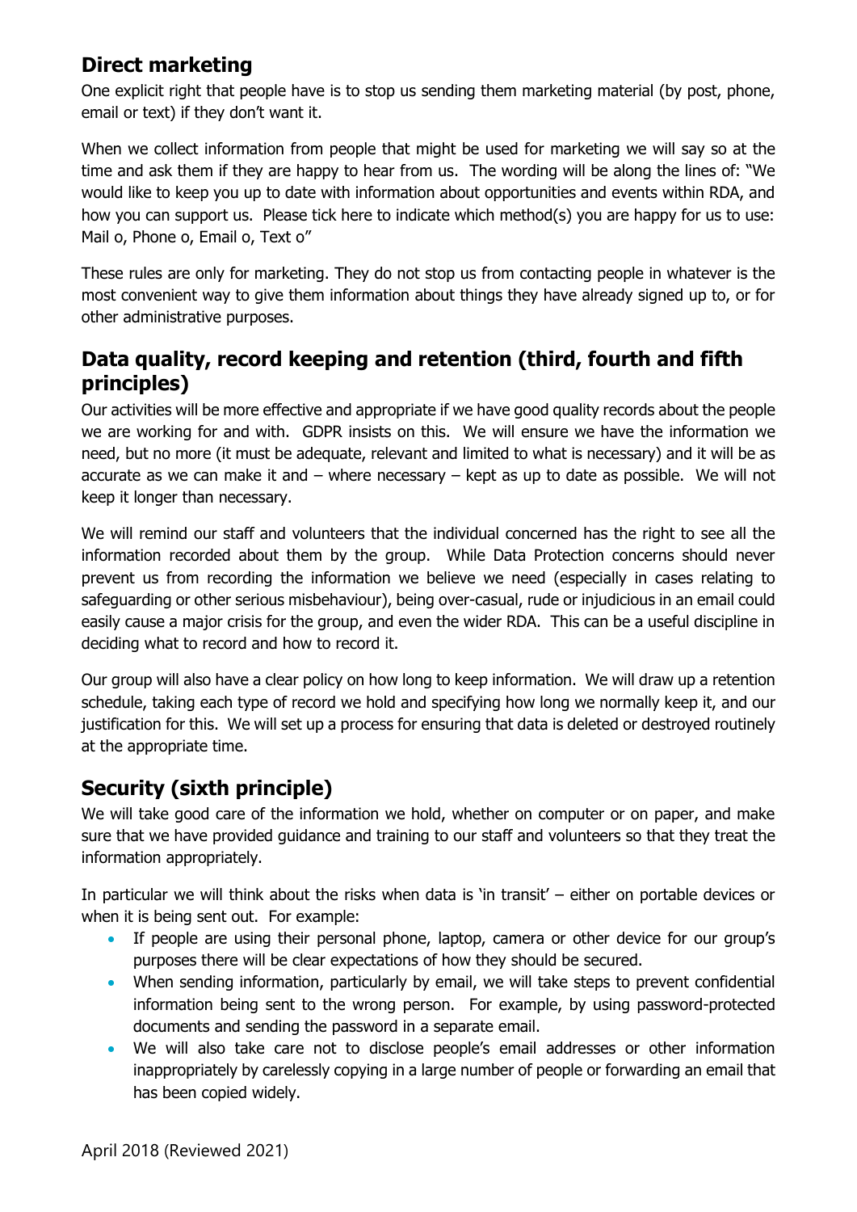## Direct marketing

One explicit right that people have is to stop us sending them marketing material (by post, phone, email or text) if they don't want it.

When we collect information from people that might be used for marketing we will say so at the time and ask them if they are happy to hear from us. The wording will be along the lines of: "We would like to keep you up to date with information about opportunities and events within RDA, and how you can support us. Please tick here to indicate which method(s) you are happy for us to use: Mail o, Phone o, Email o, Text o"

These rules are only for marketing. They do not stop us from contacting people in whatever is the most convenient way to give them information about things they have already signed up to, or for other administrative purposes.

## Data quality, record keeping and retention (third, fourth and fifth principles)

Our activities will be more effective and appropriate if we have good quality records about the people we are working for and with. GDPR insists on this. We will ensure we have the information we need, but no more (it must be adequate, relevant and limited to what is necessary) and it will be as accurate as we can make it and – where necessary – kept as up to date as possible. We will not keep it longer than necessary.

We will remind our staff and volunteers that the individual concerned has the right to see all the information recorded about them by the group. While Data Protection concerns should never prevent us from recording the information we believe we need (especially in cases relating to safeguarding or other serious misbehaviour), being over-casual, rude or injudicious in an email could easily cause a major crisis for the group, and even the wider RDA. This can be a useful discipline in deciding what to record and how to record it.

Our group will also have a clear policy on how long to keep information. We will draw up a retention schedule, taking each type of record we hold and specifying how long we normally keep it, and our justification for this. We will set up a process for ensuring that data is deleted or destroyed routinely at the appropriate time.

## Security (sixth principle)

We will take good care of the information we hold, whether on computer or on paper, and make sure that we have provided guidance and training to our staff and volunteers so that they treat the information appropriately.

In particular we will think about the risks when data is 'in transit' – either on portable devices or when it is being sent out. For example:

- If people are using their personal phone, laptop, camera or other device for our group's purposes there will be clear expectations of how they should be secured.
- When sending information, particularly by email, we will take steps to prevent confidential information being sent to the wrong person. For example, by using password-protected documents and sending the password in a separate email.
- We will also take care not to disclose people's email addresses or other information inappropriately by carelessly copying in a large number of people or forwarding an email that has been copied widely.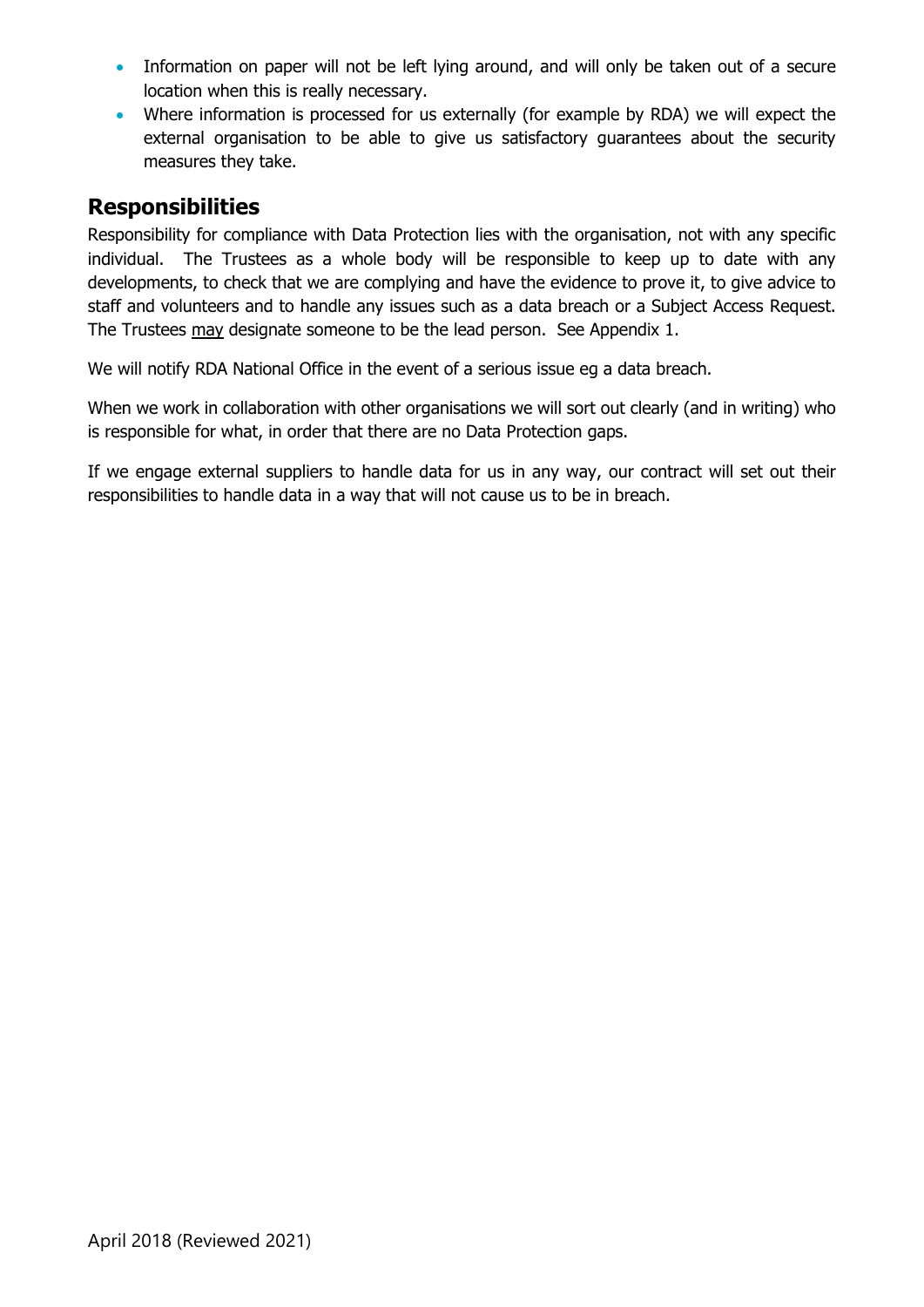- Information on paper will not be left lying around, and will only be taken out of a secure location when this is really necessary.
- Where information is processed for us externally (for example by RDA) we will expect the external organisation to be able to give us satisfactory guarantees about the security measures they take.

## Responsibilities

Responsibility for compliance with Data Protection lies with the organisation, not with any specific individual. The Trustees as a whole body will be responsible to keep up to date with any developments, to check that we are complying and have the evidence to prove it, to give advice to staff and volunteers and to handle any issues such as a data breach or a Subject Access Request. The Trustees <u>may</u> designate someone to be the lead person. See Appendix 1.

We will notify RDA National Office in the event of a serious issue eg a data breach.

When we work in collaboration with other organisations we will sort out clearly (and in writing) who is responsible for what, in order that there are no Data Protection gaps.

If we engage external suppliers to handle data for us in any way, our contract will set out their responsibilities to handle data in a way that will not cause us to be in breach.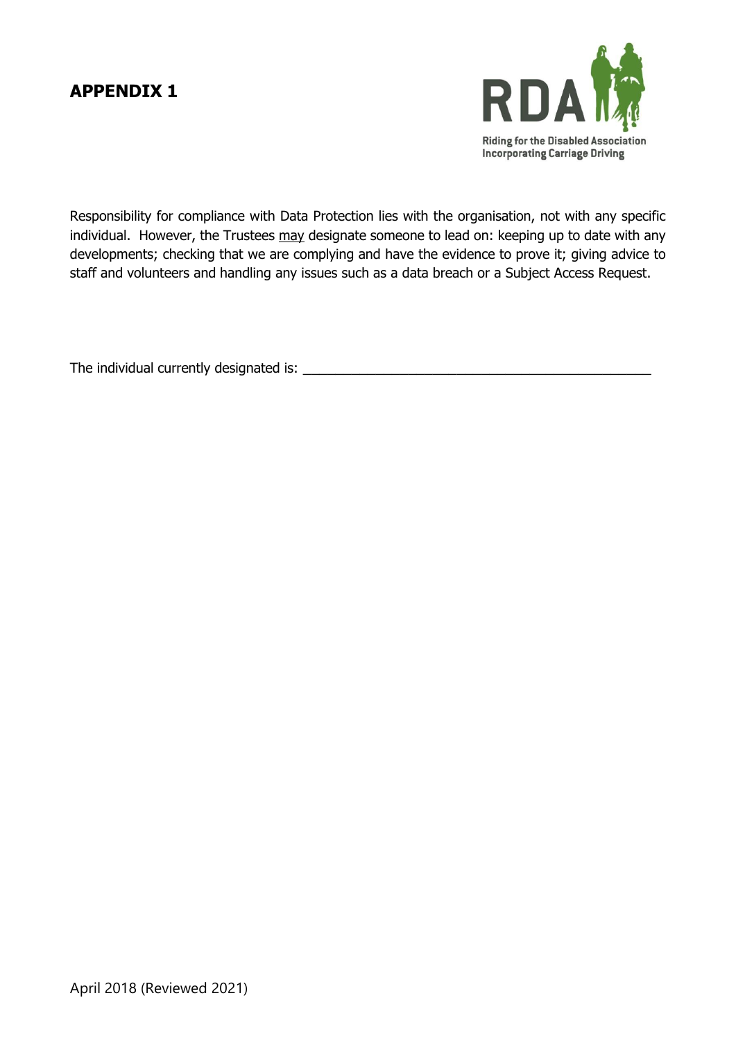# APPENDIX 1

Responsibility for compliance with Data Protection lies with the organisation, not with any specific individual. However, the Trustees may designate someone to lead on: keeping up to date with any developments; checking that we are complying and have the evidence to prove it; giving advice to staff and volunteers and handling any issues such as a data breach or a Subject Access Request.

The individual currently designated is: ______________________________________________

April 2018 (Reviewed 2021)